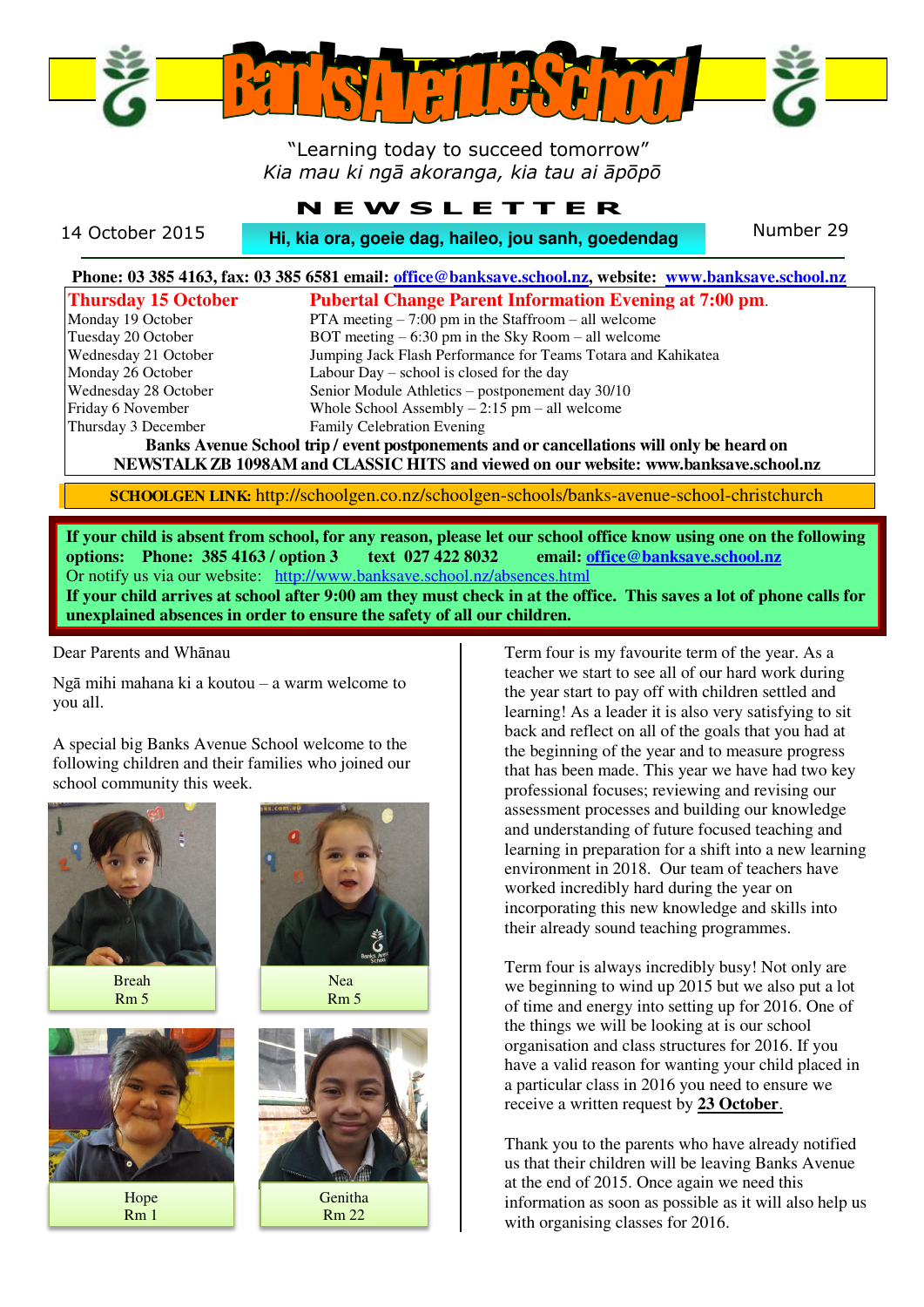# Banks Avenue School

"Learning today to succeed tomorrow"
*Kia mau ki ngā akoranga, kia tau ai āpōpō*

## NEWSLETTER

14 October 2015 — **Hi, kia ora, goeie dag, haileo, jou sanh, goedendag** — Number 29

**Phone: 03 385 4163, fax: 03 385 6581 email: office@banksave.school.nz, website: www.banksave.school.nz**

| | |
|---|---|
| **Thursday 15 October** | **Pubertal Change Parent Information Evening at 7:00 pm.** |
| Monday 19 October | PTA meeting – 7:00 pm in the Staffroom – all welcome |
| Tuesday 20 October | BOT meeting – 6:30 pm in the Sky Room – all welcome |
| Wednesday 21 October | Jumping Jack Flash Performance for Teams Totara and Kahikatea |
| Monday 26 October | Labour Day – school is closed for the day |
| Wednesday 28 October | Senior Module Athletics – postponement day 30/10 |
| Friday 6 November | Whole School Assembly – 2:15 pm – all welcome |
| Thursday 3 December | Family Celebration Evening |

**Banks Avenue School trip / event postponements and or cancellations will only be heard on NEWSTALK ZB 1098AM and CLASSIC HITS and viewed on our website: www.banksave.school.nz**

**SCHOOLGEN LINK:** http://schoolgen.co.nz/schoolgen-schools/banks-avenue-school-christchurch

**If your child is absent from school, for any reason, please let our school office know using one on the following options: Phone: 385 4163 / option 3 text 027 422 8032 email: office@banksave.school.nz**
Or notify us via our website: http://www.banksave.school.nz/absences.html
**If your child arrives at school after 9:00 am they must check in at the office. This saves a lot of phone calls for unexplained absences in order to ensure the safety of all our children.**

Dear Parents and Whānau

Ngā mihi mahana ki a koutou – a warm welcome to you all.

A special big Banks Avenue School welcome to the following children and their families who joined our school community this week.

Breah
Rm 5

Nea
Rm 5

Hope
Rm 1

Genitha
Rm 22

Term four is my favourite term of the year. As a teacher we start to see all of our hard work during the year start to pay off with children settled and learning! As a leader it is also very satisfying to sit back and reflect on all of the goals that you had at the beginning of the year and to measure progress that has been made. This year we have had two key professional focuses; reviewing and revising our assessment processes and building our knowledge and understanding of future focused teaching and learning in preparation for a shift into a new learning environment in 2018. Our team of teachers have worked incredibly hard during the year on incorporating this new knowledge and skills into their already sound teaching programmes.

Term four is always incredibly busy! Not only are we beginning to wind up 2015 but we also put a lot of time and energy into setting up for 2016. One of the things we will be looking at is our school organisation and class structures for 2016. If you have a valid reason for wanting your child placed in a particular class in 2016 you need to ensure we receive a written request by **23 October**.

Thank you to the parents who have already notified us that their children will be leaving Banks Avenue at the end of 2015. Once again we need this information as soon as possible as it will also help us with organising classes for 2016.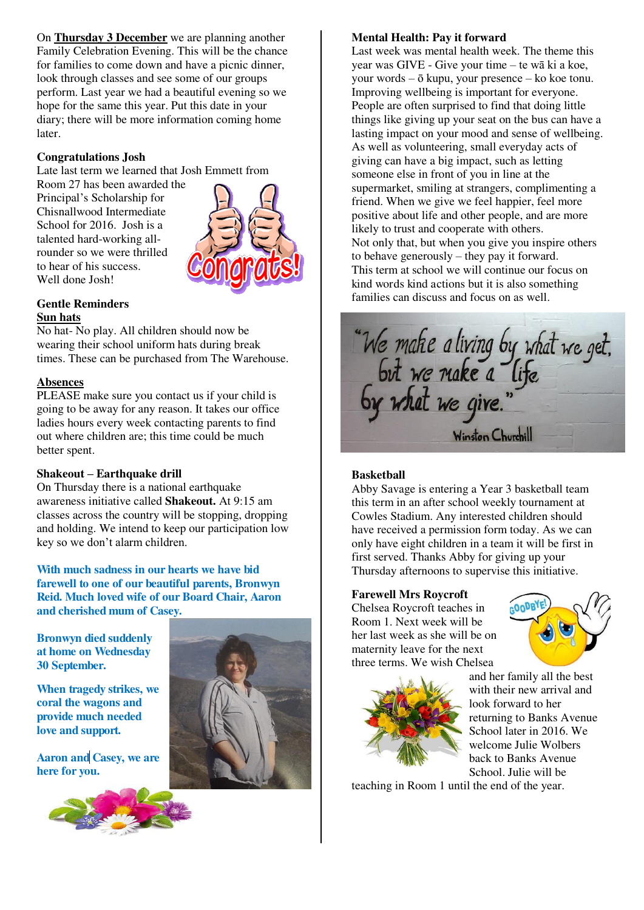On **Thursday 3 December** we are planning another Family Celebration Evening. This will be the chance for families to come down and have a picnic dinner, look through classes and see some of our groups perform. Last year we had a beautiful evening so we hope for the same this year. Put this date in your diary; there will be more information coming home later.

**Congratulations Josh**

Late last term we learned that Josh Emmett from Room 27 has been awarded the Principal's Scholarship for Chisnallwood Intermediate School for 2016. Josh is a talented hard-working all-rounder so we were thrilled to hear of his success. Well done Josh!

**Gentle Reminders**

**Sun hats**

No hat- No play. All children should now be wearing their school uniform hats during break times. These can be purchased from The Warehouse.

**Absences**

PLEASE make sure you contact us if your child is going to be away for any reason. It takes our office ladies hours every week contacting parents to find out where children are; this time could be much better spent.

**Shakeout – Earthquake drill**

On Thursday there is a national earthquake awareness initiative called **Shakeout.** At 9:15 am classes across the country will be stopping, dropping and holding. We intend to keep our participation low key so we don't alarm children.

**With much sadness in our hearts we have bid farewell to one of our beautiful parents, Bronwyn Reid. Much loved wife of our Board Chair, Aaron and cherished mum of Casey.**

**Bronwyn died suddenly at home on Wednesday 30 September.**

**When tragedy strikes, we coral the wagons and provide much needed love and support.**

**Aaron and Casey, we are here for you.**

**Mental Health: Pay it forward**

Last week was mental health week. The theme this year was GIVE - Give your time – te wā ki a koe, your words – ō kupu, your presence – ko koe tonu. Improving wellbeing is important for everyone. People are often surprised to find that doing little things like giving up your seat on the bus can have a lasting impact on your mood and sense of wellbeing. As well as volunteering, small everyday acts of giving can have a big impact, such as letting someone else in front of you in line at the supermarket, smiling at strangers, complimenting a friend. When we give we feel happier, feel more positive about life and other people, and are more likely to trust and cooperate with others.

Not only that, but when you give you inspire others to behave generously – they pay it forward.

This term at school we will continue our focus on kind words kind actions but it is also something families can discuss and focus on as well.

"We make a living by what we get, but we make a life by what we give." Winston Churchill

**Basketball**

Abby Savage is entering a Year 3 basketball team this term in an after school weekly tournament at Cowles Stadium. Any interested children should have received a permission form today. As we can only have eight children in a team it will be first in first served. Thanks Abby for giving up your Thursday afternoons to supervise this initiative.

**Farewell Mrs Roycroft**

Chelsea Roycroft teaches in Room 1. Next week will be her last week as she will be on maternity leave for the next three terms. We wish Chelsea and her family all the best with their new arrival and look forward to her returning to Banks Avenue School later in 2016. We welcome Julie Wolbers back to Banks Avenue School. Julie will be teaching in Room 1 until the end of the year.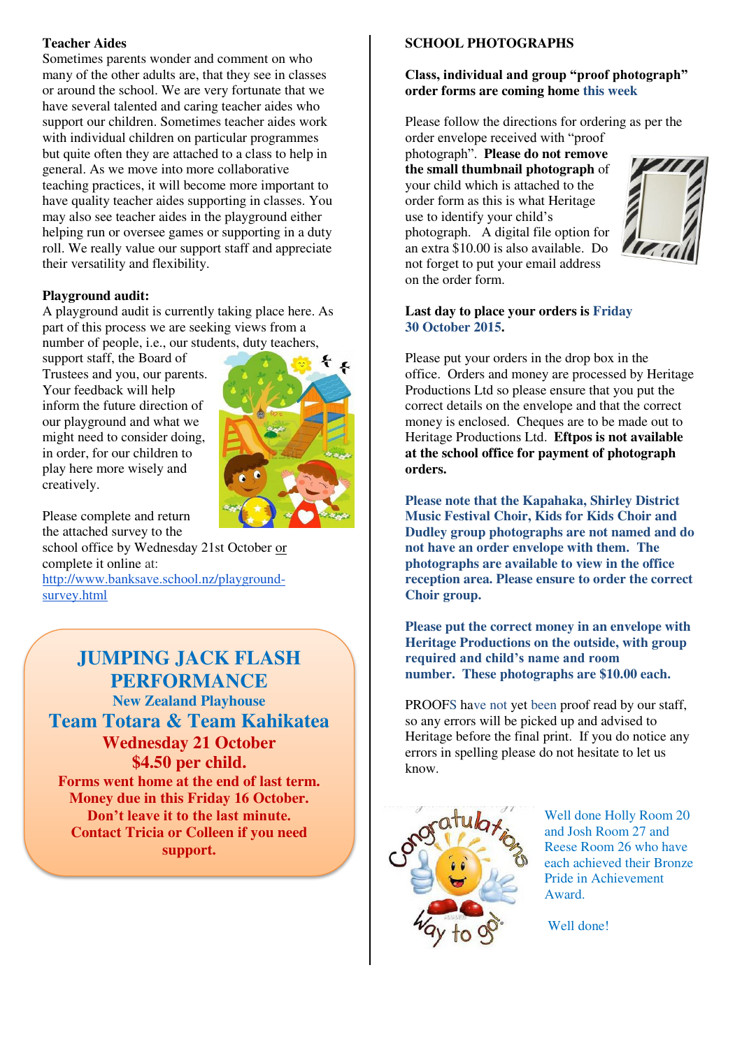**Teacher Aides**

Sometimes parents wonder and comment on who many of the other adults are, that they see in classes or around the school. We are very fortunate that we have several talented and caring teacher aides who support our children. Sometimes teacher aides work with individual children on particular programmes but quite often they are attached to a class to help in general. As we move into more collaborative teaching practices, it will become more important to have quality teacher aides supporting in classes. You may also see teacher aides in the playground either helping run or oversee games or supporting in a duty roll. We really value our support staff and appreciate their versatility and flexibility.

**Playground audit:**

A playground audit is currently taking place here. As part of this process we are seeking views from a number of people, i.e., our students, duty teachers, support staff, the Board of Trustees and you, our parents. Your feedback will help inform the future direction of our playground and what we might need to consider doing, in order, for our children to play here more wisely and creatively.

Please complete and return the attached survey to the school office by Wednesday 21st October or complete it online at:
http://www.banksave.school.nz/playground-survey.html

**JUMPING JACK FLASH PERFORMANCE**

**New Zealand Playhouse**

**Team Totara & Team Kahikatea**

**Wednesday 21 October**

**$4.50 per child.**

**Forms went home at the end of last term.**
**Money due in this Friday 16 October.**
**Don't leave it to the last minute.**
**Contact Tricia or Colleen if you need support.**

**SCHOOL PHOTOGRAPHS**

**Class, individual and group "proof photograph" order forms are coming home this week**

Please follow the directions for ordering as per the order envelope received with "proof photograph". **Please do not remove the small thumbnail photograph** of your child which is attached to the order form as this is what Heritage use to identify your child's photograph. A digital file option for an extra $10.00 is also available. Do not forget to put your email address on the order form.

**Last day to place your orders is Friday 30 October 2015.**

Please put your orders in the drop box in the office. Orders and money are processed by Heritage Productions Ltd so please ensure that you put the correct details on the envelope and that the correct money is enclosed. Cheques are to be made out to Heritage Productions Ltd. **Eftpos is not available at the school office for payment of photograph orders.**

**Please note that the Kapahaka, Shirley District Music Festival Choir, Kids for Kids Choir and Dudley group photographs are not named and do not have an order envelope with them. The photographs are available to view in the office reception area. Please ensure to order the correct Choir group.**

**Please put the correct money in an envelope with Heritage Productions on the outside, with group required and child's name and room number. These photographs are $10.00 each.**

PROOFS have not yet been proof read by our staff, so any errors will be picked up and advised to Heritage before the final print. If you do notice any errors in spelling please do not hesitate to let us know.

Well done Holly Room 20 and Josh Room 27 and Reese Room 26 who have each achieved their Bronze Pride in Achievement Award.

Well done!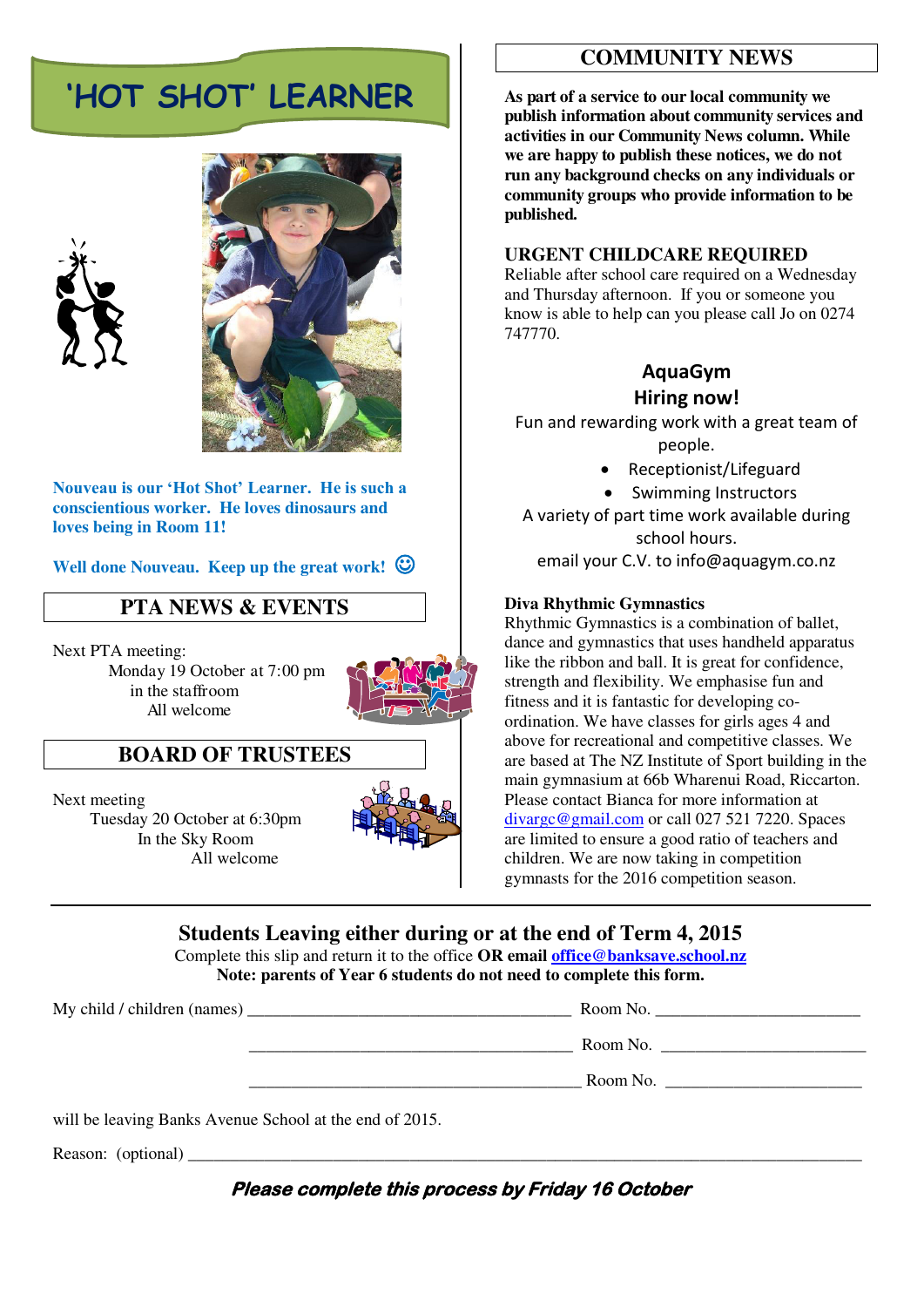# 'HOT SHOT' LEARNER

**Nouveau is our 'Hot Shot' Learner. He is such a conscientious worker. He loves dinosaurs and loves being in Room 11!**

**Well done Nouveau. Keep up the great work! ☺**

## PTA NEWS & EVENTS

Next PTA meeting:
Monday 19 October at 7:00 pm
in the staffroom
All welcome

## BOARD OF TRUSTEES

Next meeting
Tuesday 20 October at 6:30pm
In the Sky Room
All welcome

## COMMUNITY NEWS

**As part of a service to our local community we publish information about community services and activities in our Community News column. While we are happy to publish these notices, we do not run any background checks on any individuals or community groups who provide information to be published.**

### URGENT CHILDCARE REQUIRED

Reliable after school care required on a Wednesday and Thursday afternoon. If you or someone you know is able to help can you please call Jo on 0274 747770.

### AquaGym
### Hiring now!

Fun and rewarding work with a great team of people.

- Receptionist/Lifeguard
- Swimming Instructors

A variety of part time work available during school hours.
email your C.V. to info@aquagym.co.nz

### Diva Rhythmic Gymnastics

Rhythmic Gymnastics is a combination of ballet, dance and gymnastics that uses handheld apparatus like the ribbon and ball. It is great for confidence, strength and flexibility. We emphasise fun and fitness and it is fantastic for developing co-ordination. We have classes for girls ages 4 and above for recreational and competitive classes. We are based at The NZ Institute of Sport building in the main gymnasium at 66b Wharenui Road, Riccarton. Please contact Bianca for more information at divargc@gmail.com or call 027 521 7220. Spaces are limited to ensure a good ratio of teachers and children. We are now taking in competition gymnasts for the 2016 competition season.

---

## Students Leaving either during or at the end of Term 4, 2015

Complete this slip and return it to the office **OR email office@banksave.school.nz**
**Note: parents of Year 6 students do not need to complete this form.**

My child / children (names) ________________________________ Room No. ____________________

________________________________ Room No. ____________________

________________________________ Room No. ____________________

will be leaving Banks Avenue School at the end of 2015.

Reason: (optional) ________________________________________________________________

***Please complete this process by Friday 16 October***